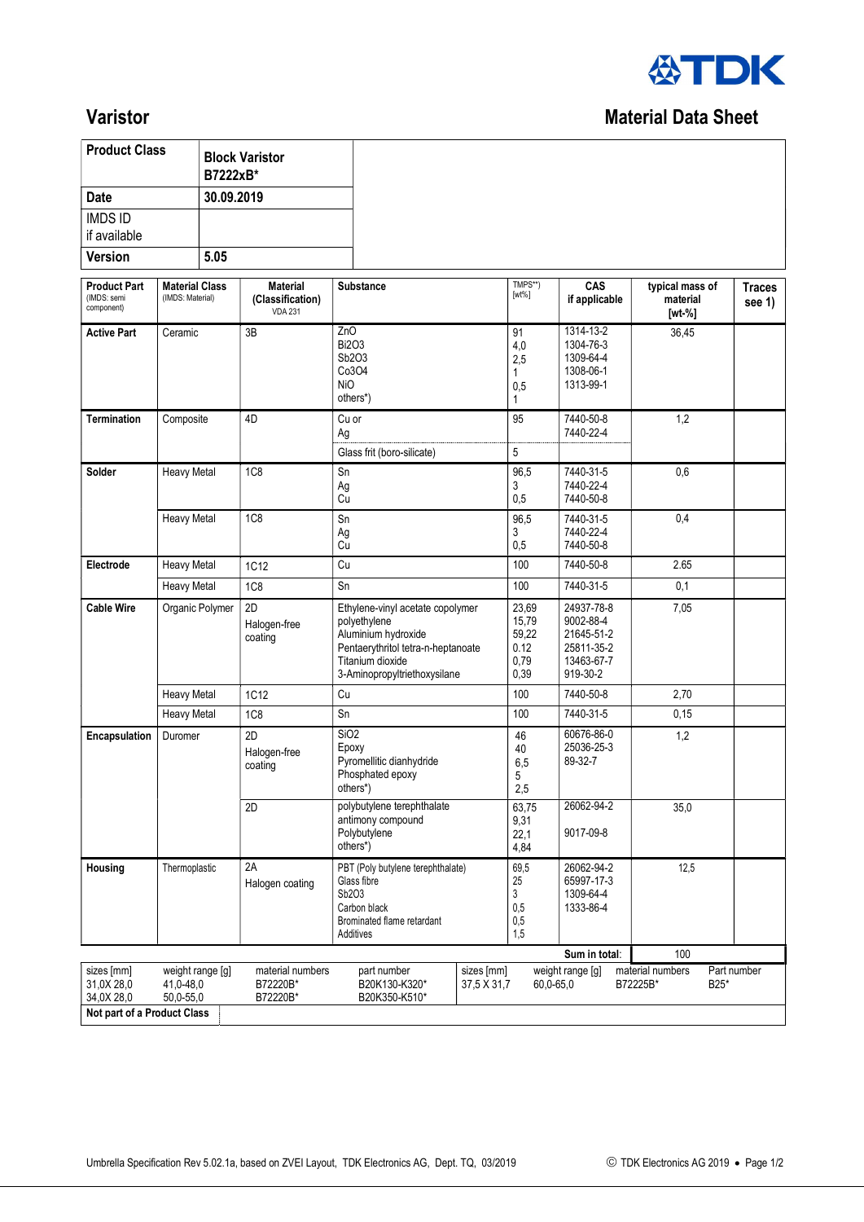# Varistor

## Material Data Sheet

| Product Class | Block Varistor B7222xB* |
|---|---|
| Date | 30.09.2019 |
| IMDS ID if available | |
| Version | 5.05 |

| Product Part (IMDS: semi component) | Material Class (IMDS: Material) | Material (Classification) VDA 231 | Substance | TMPS**) [wt%] | CAS if applicable | typical mass of material [wt-%] | Traces see 1) |
|---|---|---|---|---|---|---|---|
| **Active Part** | Ceramic | 3B | ZnO<br>Bi2O3<br>Sb2O3<br>Co3O4<br>NiO<br>others*) | 91<br>4,0<br>2,5<br>1<br>0,5<br>1 | 1314-13-2<br>1304-76-3<br>1309-64-4<br>1308-06-1<br>1313-99-1 | 36,45 | |
| **Termination** | Composite | 4D | Cu or<br>Ag | 95 | 7440-50-8<br>7440-22-4 | 1,2 | |
| | | | Glass frit (boro-silicate) | 5 | | | |
| **Solder** | Heavy Metal | 1C8 | Sn<br>Ag<br>Cu | 96,5<br>3<br>0,5 | 7440-31-5<br>7440-22-4<br>7440-50-8 | 0,6 | |
| | Heavy Metal | 1C8 | Sn<br>Ag<br>Cu | 96,5<br>3<br>0,5 | 7440-31-5<br>7440-22-4<br>7440-50-8 | 0,4 | |
| **Electrode** | Heavy Metal | 1C12 | Cu | 100 | 7440-50-8 | 2.65 | |
| | Heavy Metal | 1C8 | Sn | 100 | 7440-31-5 | 0,1 | |
| **Cable Wire** | Organic Polymer | 2D<br>Halogen-free coating | Ethylene-vinyl acetate copolymer<br>polyethylene<br>Aluminium hydroxide<br>Pentaerythritol tetra-n-heptanoate<br>Titanium dioxide<br>3-Aminopropyltriethoxysilane | 23,69<br>15,79<br>59,22<br>0.12<br>0,79<br>0,39 | 24937-78-8<br>9002-88-4<br>21645-51-2<br>25811-35-2<br>13463-67-7<br>919-30-2 | 7,05 | |
| | Heavy Metal | 1C12 | Cu | 100 | 7440-50-8 | 2,70 | |
| | Heavy Metal | 1C8 | Sn | 100 | 7440-31-5 | 0,15 | |
| **Encapsulation** | Duromer | 2D<br>Halogen-free coating | SiO2<br>Epoxy<br>Pyromellitic dianhydride<br>Phosphated epoxy<br>others*) | 46<br>40<br>6,5<br>5<br>2,5 | 60676-86-0<br>25036-25-3<br>89-32-7 | 1,2 | |
| | | 2D | polybutylene terephthalate<br>antimony compound<br>Polybutylene<br>others*) | 63,75<br>9,31<br>22,1<br>4,84 | 26062-94-2<br><br>9017-09-8 | 35,0 | |
| **Housing** | Thermoplastic | 2A<br>Halogen coating | PBT (Poly butylene terephthalate)<br>Glass fibre<br>Sb2O3<br>Carbon black<br>Brominated flame retardant<br>Additives | 69,5<br>25<br>3<br>0,5<br>0,5<br>1,5 | 26062-94-2<br>65997-17-3<br>1309-64-4<br>1333-86-4 | 12,5 | |
| | | | | | **Sum in total:** | 100 | |

| sizes [mm] | weight range [g] | material numbers | part number | sizes [mm] | weight range [g] | material numbers | Part number |
|---|---|---|---|---|---|---|---|
| 31,0X 28,0<br>34,0X 28,0 | 41,0-48,0<br>50,0-55,0 | B72220B*<br>B72220B* | B20K130-K320*<br>B20K350-K510* | 37,5 X 31,7 | 60,0-65,0 | B72225B* | B25* |

| **Not part of a Product Class** | |
|---|---|

Umbrella Specification Rev 5.02.1a, based on ZVEI Layout, TDK Electronics AG, Dept. TQ, 03/2019

© TDK Electronics AG 2019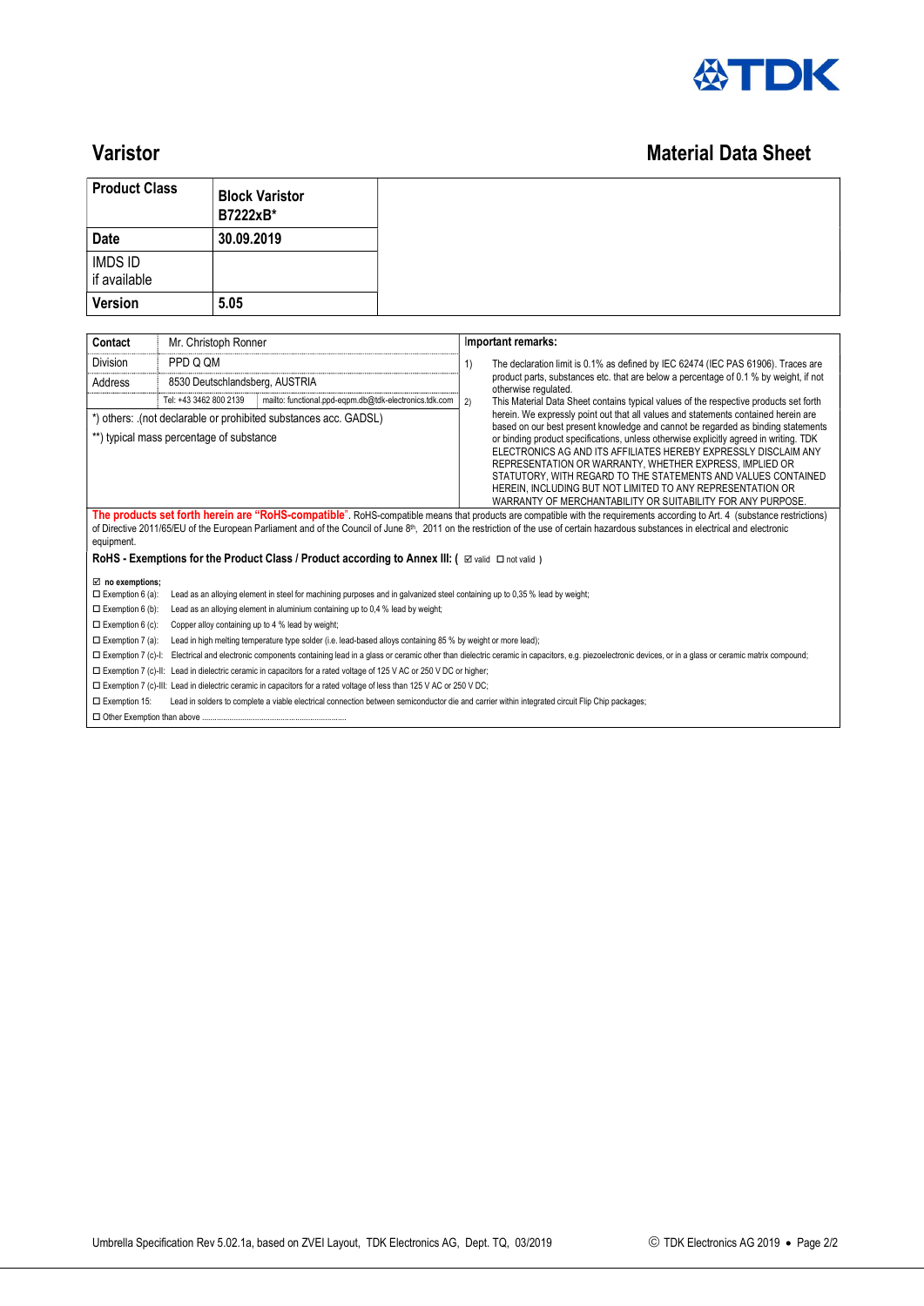# Varistor

# Material Data Sheet

| | |
|---|---|
| **Product Class** | **Block Varistor B7222xB*** |
| **Date** | **30.09.2019** |
| IMDS ID if available | |
| **Version** | **5.05** |

| | | |
|---|---|---|
| **Contact** | Mr. Christoph Ronner | |
| Division | PPD Q QM | |
| Address | 8530 Deutschlandsberg, AUSTRIA | |
| | Tel: +43 3462 800 2139 | mailto: functional.ppd-eqpm.db@tdk-electronics.tdk.com |

*) others: .(not declarable or prohibited substances acc. GADSL)

**) typical mass percentage of substance

**Important remarks:**

1) The declaration limit is 0.1% as defined by IEC 62474 (IEC PAS 61906). Traces are product parts, substances etc. that are below a percentage of 0.1 % by weight, if not otherwise regulated.

2) This Material Data Sheet contains typical values of the respective products set forth herein. We expressly point out that all values and statements contained herein are based on our best present knowledge and cannot be regarded as binding statements or binding product specifications, unless otherwise explicitly agreed in writing. TDK ELECTRONICS AG AND ITS AFFILIATES HEREBY EXPRESSLY DISCLAIM ANY REPRESENTATION OR WARRANTY, WHETHER EXPRESS, IMPLIED OR STATUTORY, WITH REGARD TO THE STATEMENTS AND VALUES CONTAINED HEREIN, INCLUDING BUT NOT LIMITED TO ANY REPRESENTATION OR WARRANTY OF MERCHANTABILITY OR SUITABILITY FOR ANY PURPOSE.

**The products set forth herein are "RoHS-compatible".** RoHS-compatible means that products are compatible with the requirements according to Art. 4 (substance restrictions) of Directive 2011/65/EU of the European Parliament and of the Council of June 8th, 2011 on the restriction of the use of certain hazardous substances in electrical and electronic equipment.

**RoHS - Exemptions for the Product Class / Product according to Annex III: (** ☑ valid ☐ not valid **)**

☑ **no exemptions;**

☐ Exemption 6 (a): Lead as an alloying element in steel for machining purposes and in galvanized steel containing up to 0,35 % lead by weight;

☐ Exemption 6 (b): Lead as an alloying element in aluminium containing up to 0,4 % lead by weight;

☐ Exemption 6 (c): Copper alloy containing up to 4 % lead by weight;

☐ Exemption 7 (a): Lead in high melting temperature type solder (i.e. lead-based alloys containing 85 % by weight or more lead);

☐ Exemption 7 (c)-I: Electrical and electronic components containing lead in a glass or ceramic other than dielectric ceramic in capacitors, e.g. piezoelectronic devices, or in a glass or ceramic matrix compound;

☐ Exemption 7 (c)-II: Lead in dielectric ceramic in capacitors for a rated voltage of 125 V AC or 250 V DC or higher;

☐ Exemption 7 (c)-III: Lead in dielectric ceramic in capacitors for a rated voltage of less than 125 V AC or 250 V DC;

☐ Exemption 15: Lead in solders to complete a viable electrical connection between semiconductor die and carrier within integrated circuit Flip Chip packages;

☐ Other Exemption than above ....................................................................

Umbrella Specification Rev 5.02.1a, based on ZVEI Layout, TDK Electronics AG, Dept. TQ, 03/2019

© TDK Electronics AG 2019